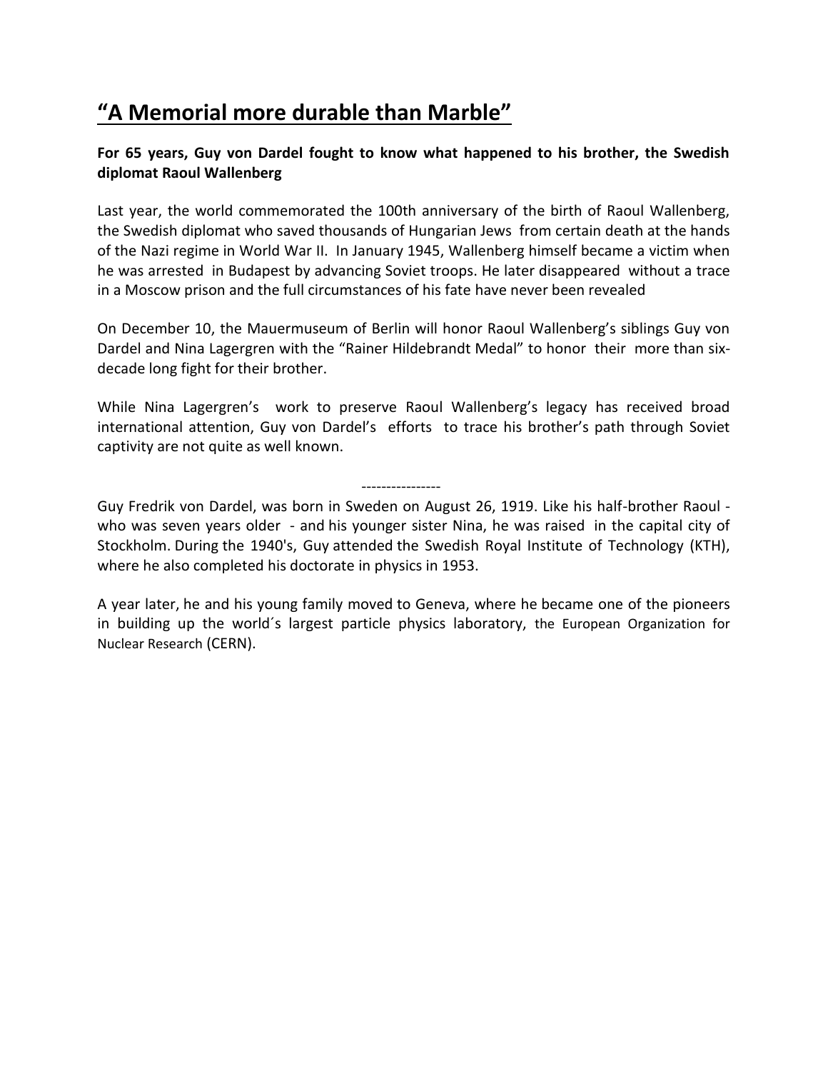# “A Memorial more durable than Marble”

**For 65 years, Guy von Dardel fought to know what happened to his brother, the Swedish diplomat Raoul Wallenberg**

Last year, the world commemorated the 100th anniversary of the birth of Raoul Wallenberg, the Swedish diplomat who saved thousands of Hungarian Jews from certain death at the hands of the Nazi regime in World War II. In January 1945, Wallenberg himself became a victim when he was arrested in Budapest by advancing Soviet troops. He later disappeared without a trace in a Moscow prison and the full circumstances of his fate have never been revealed

On December 10, the Mauermuseum of Berlin will honor Raoul Wallenberg’s siblings Guy von Dardel and Nina Lagergren with the “Rainer Hildebrandt Medal” to honor their more than six-decade long fight for their brother.

While Nina Lagergren’s work to preserve Raoul Wallenberg’s legacy has received broad international attention, Guy von Dardel’s efforts to trace his brother’s path through Soviet captivity are not quite as well known.

----------------

Guy Fredrik von Dardel, was born in Sweden on August 26, 1919. Like his half-brother Raoul - who was seven years older - and his younger sister Nina, he was raised in the capital city of Stockholm. During the 1940's, Guy attended the Swedish Royal Institute of Technology (KTH), where he also completed his doctorate in physics in 1953.

A year later, he and his young family moved to Geneva, where he became one of the pioneers in building up the world´s largest particle physics laboratory, the European Organization for Nuclear Research (CERN).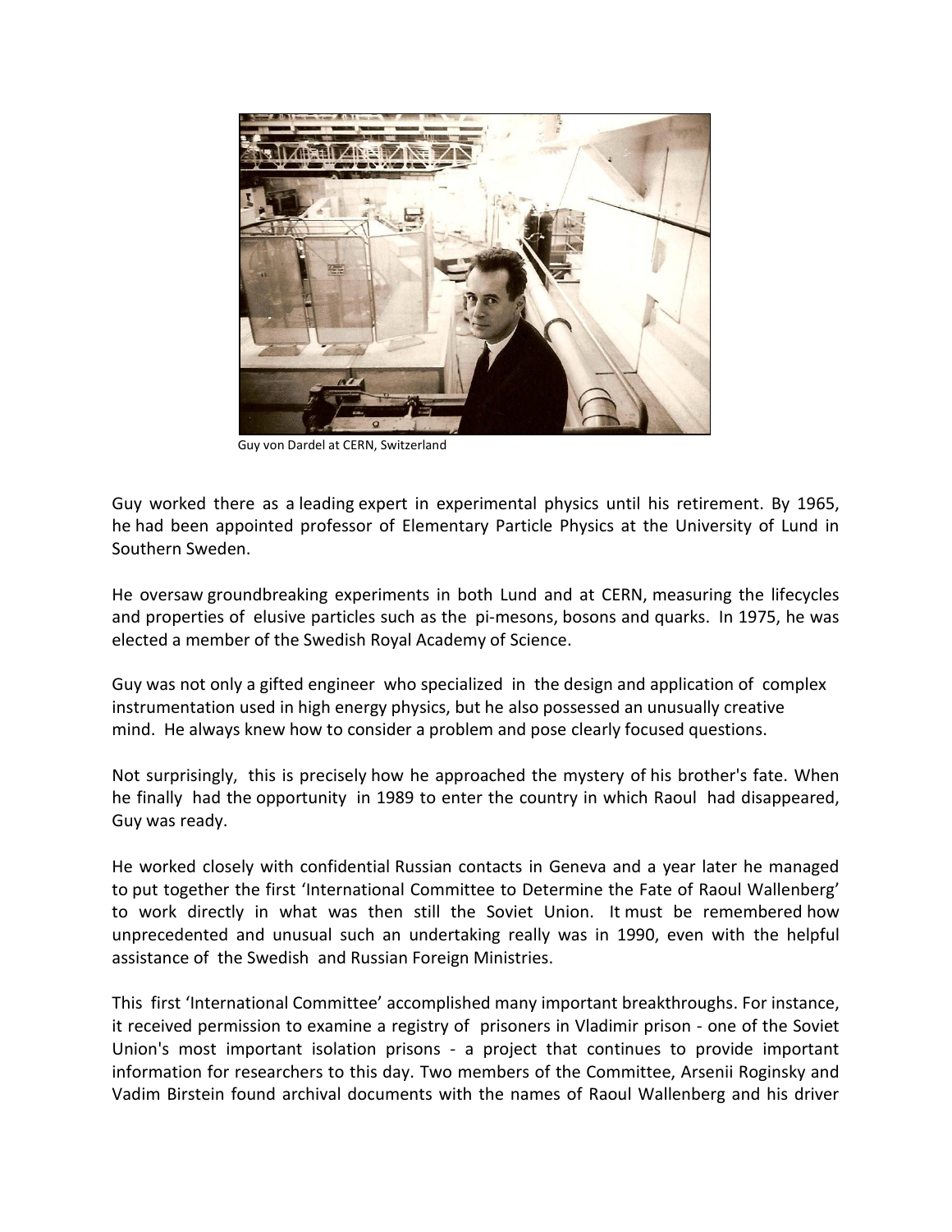Guy von Dardel at CERN, Switzerland

Guy worked there as a leading expert in experimental physics until his retirement. By 1965, he had been appointed professor of Elementary Particle Physics at the University of Lund in Southern Sweden.

He oversaw groundbreaking experiments in both Lund and at CERN, measuring the lifecycles and properties of elusive particles such as the pi-mesons, bosons and quarks. In 1975, he was elected a member of the Swedish Royal Academy of Science.

Guy was not only a gifted engineer who specialized in the design and application of complex instrumentation used in high energy physics, but he also possessed an unusually creative mind. He always knew how to consider a problem and pose clearly focused questions.

Not surprisingly, this is precisely how he approached the mystery of his brother's fate. When he finally had the opportunity in 1989 to enter the country in which Raoul had disappeared, Guy was ready.

He worked closely with confidential Russian contacts in Geneva and a year later he managed to put together the first 'International Committee to Determine the Fate of Raoul Wallenberg' to work directly in what was then still the Soviet Union. It must be remembered how unprecedented and unusual such an undertaking really was in 1990, even with the helpful assistance of the Swedish and Russian Foreign Ministries.

This first 'International Committee' accomplished many important breakthroughs. For instance, it received permission to examine a registry of prisoners in Vladimir prison - one of the Soviet Union's most important isolation prisons - a project that continues to provide important information for researchers to this day. Two members of the Committee, Arsenii Roginsky and Vadim Birstein found archival documents with the names of Raoul Wallenberg and his driver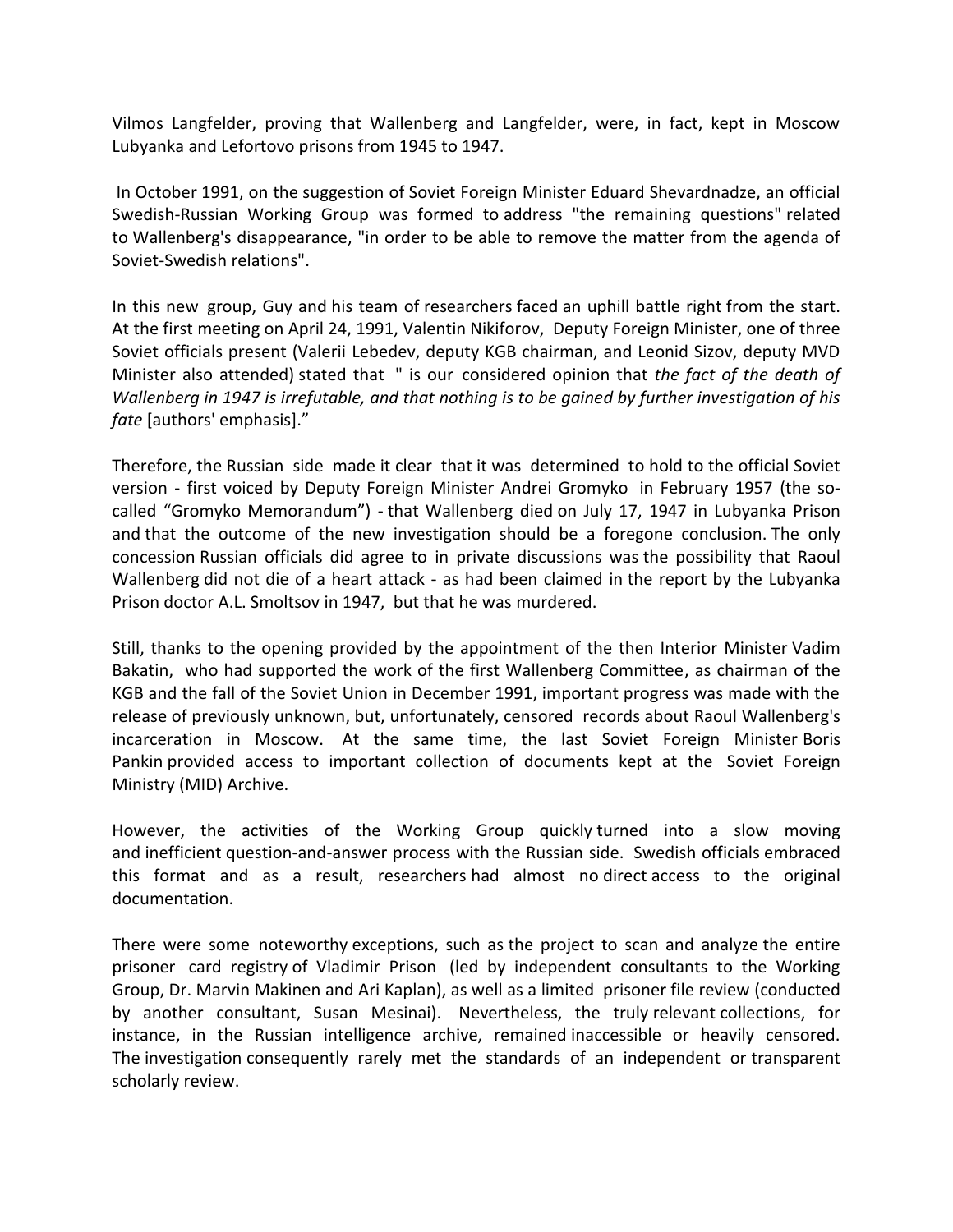Vilmos Langfelder, proving that Wallenberg and Langfelder, were, in fact, kept in Moscow Lubyanka and Lefortovo prisons from 1945 to 1947.

In October 1991, on the suggestion of Soviet Foreign Minister Eduard Shevardnadze, an official Swedish-Russian Working Group was formed to address "the remaining questions" related to Wallenberg's disappearance, "in order to be able to remove the matter from the agenda of Soviet-Swedish relations".

In this new group, Guy and his team of researchers faced an uphill battle right from the start. At the first meeting on April 24, 1991, Valentin Nikiforov, Deputy Foreign Minister, one of three Soviet officials present (Valerii Lebedev, deputy KGB chairman, and Leonid Sizov, deputy MVD Minister also attended) stated that " is our considered opinion that *the fact of the death of Wallenberg in 1947 is irrefutable, and that nothing is to be gained by further investigation of his fate* [authors' emphasis]."

Therefore, the Russian side made it clear that it was determined to hold to the official Soviet version - first voiced by Deputy Foreign Minister Andrei Gromyko in February 1957 (the so-called "Gromyko Memorandum") - that Wallenberg died on July 17, 1947 in Lubyanka Prison and that the outcome of the new investigation should be a foregone conclusion. The only concession Russian officials did agree to in private discussions was the possibility that Raoul Wallenberg did not die of a heart attack - as had been claimed in the report by the Lubyanka Prison doctor A.L. Smoltsov in 1947, but that he was murdered.

Still, thanks to the opening provided by the appointment of the then Interior Minister Vadim Bakatin, who had supported the work of the first Wallenberg Committee, as chairman of the KGB and the fall of the Soviet Union in December 1991, important progress was made with the release of previously unknown, but, unfortunately, censored records about Raoul Wallenberg's incarceration in Moscow. At the same time, the last Soviet Foreign Minister Boris Pankin provided access to important collection of documents kept at the Soviet Foreign Ministry (MID) Archive.

However, the activities of the Working Group quickly turned into a slow moving and inefficient question-and-answer process with the Russian side. Swedish officials embraced this format and as a result, researchers had almost no direct access to the original documentation.

There were some noteworthy exceptions, such as the project to scan and analyze the entire prisoner card registry of Vladimir Prison (led by independent consultants to the Working Group, Dr. Marvin Makinen and Ari Kaplan), as well as a limited prisoner file review (conducted by another consultant, Susan Mesinai). Nevertheless, the truly relevant collections, for instance, in the Russian intelligence archive, remained inaccessible or heavily censored. The investigation consequently rarely met the standards of an independent or transparent scholarly review.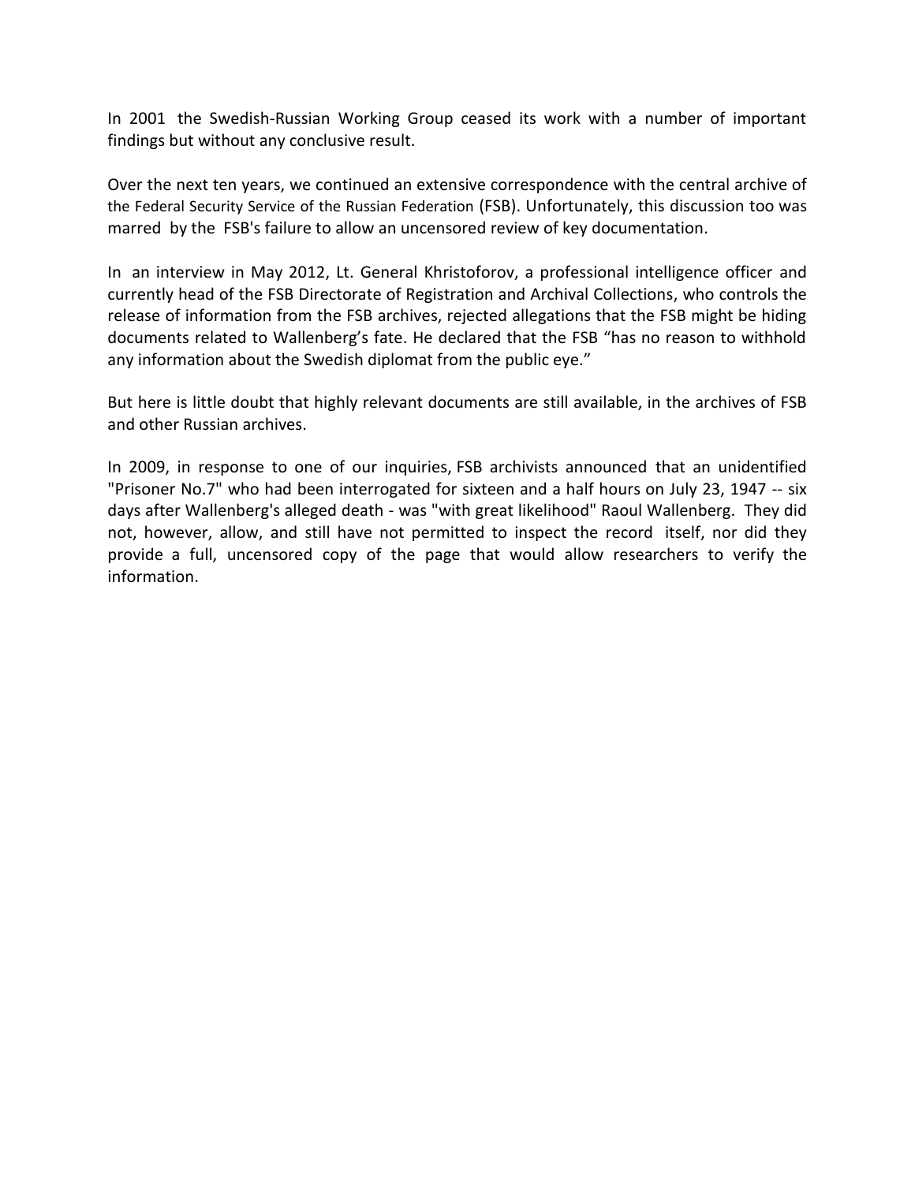In 2001 the Swedish-Russian Working Group ceased its work with a number of important findings but without any conclusive result.

Over the next ten years, we continued an extensive correspondence with the central archive of the Federal Security Service of the Russian Federation (FSB). Unfortunately, this discussion too was marred by the FSB's failure to allow an uncensored review of key documentation.

In an interview in May 2012, Lt. General Khristoforov, a professional intelligence officer and currently head of the FSB Directorate of Registration and Archival Collections, who controls the release of information from the FSB archives, rejected allegations that the FSB might be hiding documents related to Wallenberg's fate. He declared that the FSB "has no reason to withhold any information about the Swedish diplomat from the public eye."

But here is little doubt that highly relevant documents are still available, in the archives of FSB and other Russian archives.

In 2009, in response to one of our inquiries, FSB archivists announced that an unidentified "Prisoner No.7" who had been interrogated for sixteen and a half hours on July 23, 1947 -- six days after Wallenberg's alleged death - was "with great likelihood" Raoul Wallenberg. They did not, however, allow, and still have not permitted to inspect the record itself, nor did they provide a full, uncensored copy of the page that would allow researchers to verify the information.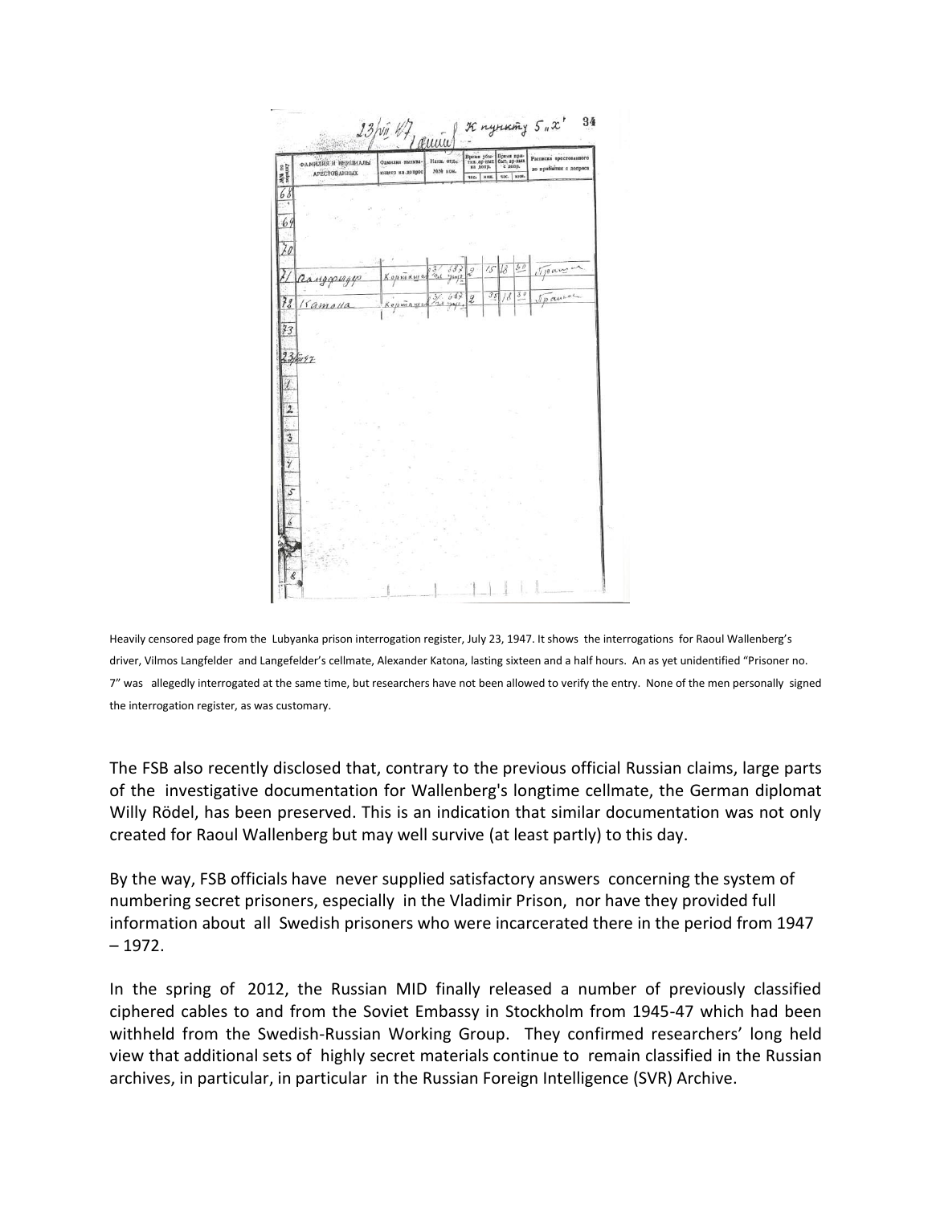Heavily censored page from the Lubyanka prison interrogation register, July 23, 1947. It shows the interrogations for Raoul Wallenberg's driver, Vilmos Langfelder and Langefelder's cellmate, Alexander Katona, lasting sixteen and a half hours. An as yet unidentified "Prisoner no. 7" was allegedly interrogated at the same time, but researchers have not been allowed to verify the entry. None of the men personally signed the interrogation register, as was customary.

The FSB also recently disclosed that, contrary to the previous official Russian claims, large parts of the investigative documentation for Wallenberg's longtime cellmate, the German diplomat Willy Rödel, has been preserved. This is an indication that similar documentation was not only created for Raoul Wallenberg but may well survive (at least partly) to this day.

By the way, FSB officials have never supplied satisfactory answers concerning the system of numbering secret prisoners, especially in the Vladimir Prison, nor have they provided full information about all Swedish prisoners who were incarcerated there in the period from 1947 – 1972.

In the spring of 2012, the Russian MID finally released a number of previously classified ciphered cables to and from the Soviet Embassy in Stockholm from 1945-47 which had been withheld from the Swedish-Russian Working Group. They confirmed researchers' long held view that additional sets of highly secret materials continue to remain classified in the Russian archives, in particular, in particular in the Russian Foreign Intelligence (SVR) Archive.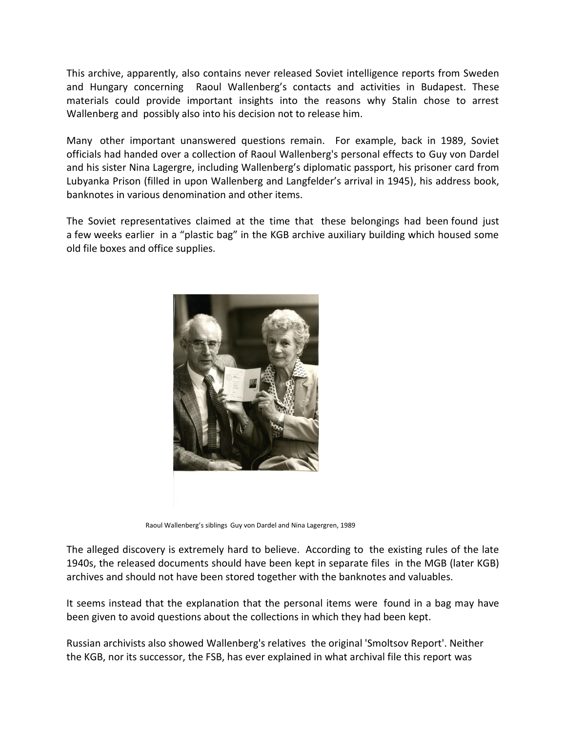This archive, apparently, also contains never released Soviet intelligence reports from Sweden and Hungary concerning Raoul Wallenberg's contacts and activities in Budapest. These materials could provide important insights into the reasons why Stalin chose to arrest Wallenberg and possibly also into his decision not to release him.

Many other important unanswered questions remain. For example, back in 1989, Soviet officials had handed over a collection of Raoul Wallenberg's personal effects to Guy von Dardel and his sister Nina Lagergre, including Wallenberg's diplomatic passport, his prisoner card from Lubyanka Prison (filled in upon Wallenberg and Langfelder's arrival in 1945), his address book, banknotes in various denomination and other items.

The Soviet representatives claimed at the time that these belongings had been found just a few weeks earlier in a "plastic bag" in the KGB archive auxiliary building which housed some old file boxes and office supplies.

Raoul Wallenberg's siblings Guy von Dardel and Nina Lagergren, 1989

The alleged discovery is extremely hard to believe. According to the existing rules of the late 1940s, the released documents should have been kept in separate files in the MGB (later KGB) archives and should not have been stored together with the banknotes and valuables.

It seems instead that the explanation that the personal items were found in a bag may have been given to avoid questions about the collections in which they had been kept.

Russian archivists also showed Wallenberg's relatives the original 'Smoltsov Report'. Neither the KGB, nor its successor, the FSB, has ever explained in what archival file this report was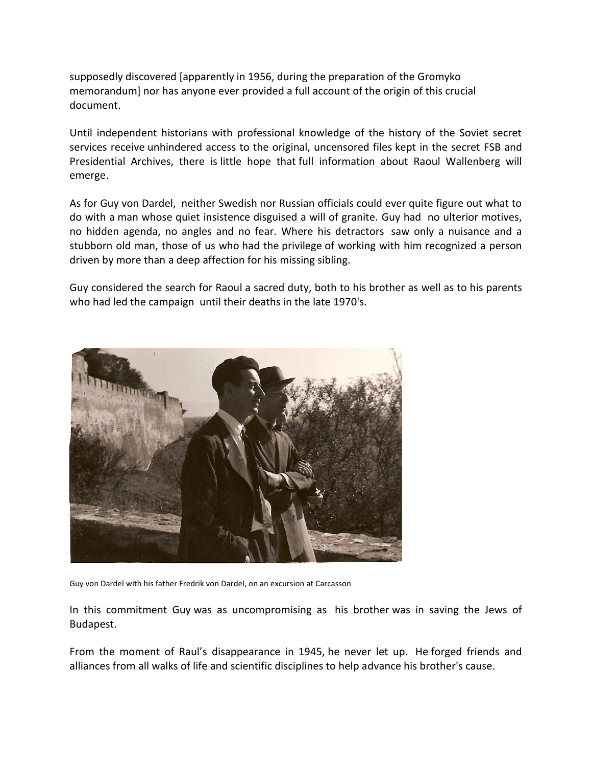supposedly discovered [apparently in 1956, during the preparation of the Gromyko memorandum] nor has anyone ever provided a full account of the origin of this crucial document.

Until independent historians with professional knowledge of the history of the Soviet secret services receive unhindered access to the original, uncensored files kept in the secret FSB and Presidential Archives, there is little hope that full information about Raoul Wallenberg will emerge.

As for Guy von Dardel, neither Swedish nor Russian officials could ever quite figure out what to do with a man whose quiet insistence disguised a will of granite. Guy had no ulterior motives, no hidden agenda, no angles and no fear. Where his detractors saw only a nuisance and a stubborn old man, those of us who had the privilege of working with him recognized a person driven by more than a deep affection for his missing sibling.

Guy considered the search for Raoul a sacred duty, both to his brother as well as to his parents who had led the campaign until their deaths in the late 1970's.

Guy von Dardel with his father Fredrik von Dardel, on an excursion at Carcasson

In this commitment Guy was as uncompromising as his brother was in saving the Jews of Budapest.

From the moment of Raul's disappearance in 1945, he never let up. He forged friends and alliances from all walks of life and scientific disciplines to help advance his brother's cause.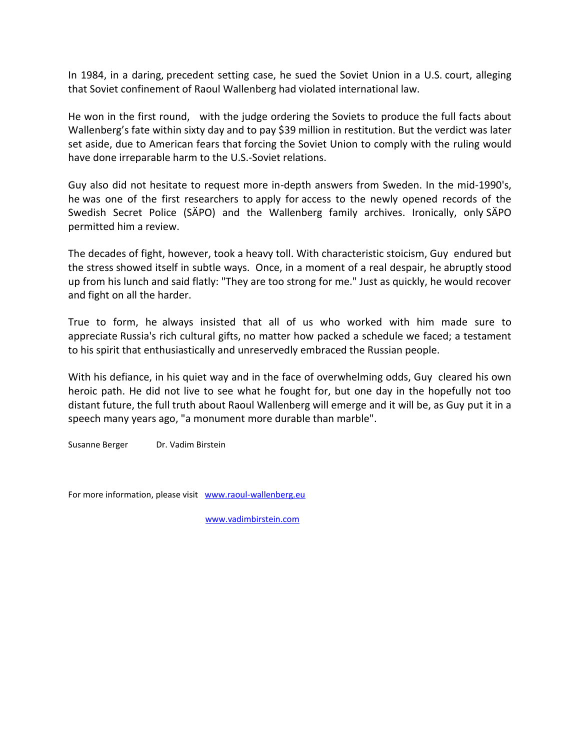In 1984, in a daring, precedent setting case, he sued the Soviet Union in a U.S. court, alleging that Soviet confinement of Raoul Wallenberg had violated international law.

He won in the first round, with the judge ordering the Soviets to produce the full facts about Wallenberg's fate within sixty day and to pay $39 million in restitution. But the verdict was later set aside, due to American fears that forcing the Soviet Union to comply with the ruling would have done irreparable harm to the U.S.-Soviet relations.

Guy also did not hesitate to request more in-depth answers from Sweden. In the mid-1990's, he was one of the first researchers to apply for access to the newly opened records of the Swedish Secret Police (SÄPO) and the Wallenberg family archives. Ironically, only SÄPO permitted him a review.

The decades of fight, however, took a heavy toll. With characteristic stoicism, Guy endured but the stress showed itself in subtle ways. Once, in a moment of a real despair, he abruptly stood up from his lunch and said flatly: "They are too strong for me." Just as quickly, he would recover and fight on all the harder.

True to form, he always insisted that all of us who worked with him made sure to appreciate Russia's rich cultural gifts, no matter how packed a schedule we faced; a testament to his spirit that enthusiastically and unreservedly embraced the Russian people.

With his defiance, in his quiet way and in the face of overwhelming odds, Guy cleared his own heroic path. He did not live to see what he fought for, but one day in the hopefully not too distant future, the full truth about Raoul Wallenberg will emerge and it will be, as Guy put it in a speech many years ago, "a monument more durable than marble".

Susanne Berger Dr. Vadim Birstein

For more information, please visit [www.raoul-wallenberg.eu](http://www.raoul-wallenberg.eu)

[www.vadimbirstein.com](http://www.vadimbirstein.com)